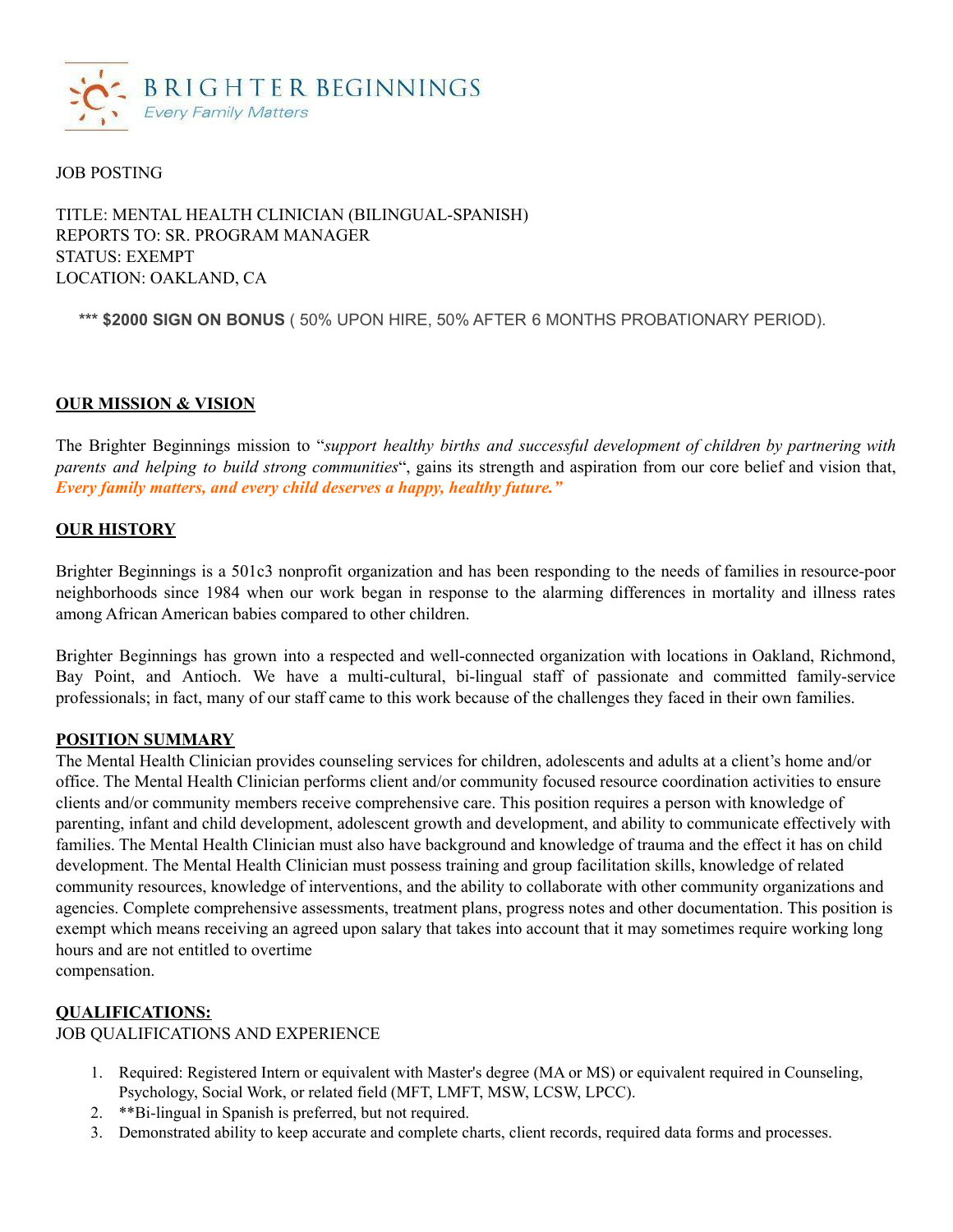BRIGHTER BEGINNINGS

*Every Family Matters*

JOB POSTING

TITLE: MENTAL HEALTH CLINICIAN (BILINGUAL-SPANISH)
REPORTS TO: SR. PROGRAM MANAGER
STATUS: EXEMPT
LOCATION: OAKLAND, CA

*** **$2000 SIGN ON BONUS** ( 50% UPON HIRE, 50% AFTER 6 MONTHS PROBATIONARY PERIOD).

## OUR MISSION & VISION

The Brighter Beginnings mission to "*support healthy births and successful development of children by partnering with parents and helping to build strong communities*", gains its strength and aspiration from our core belief and vision that, ***Every family matters, and every child deserves a happy, healthy future."***

## OUR HISTORY

Brighter Beginnings is a 501c3 nonprofit organization and has been responding to the needs of families in resource-poor neighborhoods since 1984 when our work began in response to the alarming differences in mortality and illness rates among African American babies compared to other children.

Brighter Beginnings has grown into a respected and well-connected organization with locations in Oakland, Richmond, Bay Point, and Antioch. We have a multi-cultural, bi-lingual staff of passionate and committed family-service professionals; in fact, many of our staff came to this work because of the challenges they faced in their own families.

## POSITION SUMMARY

The Mental Health Clinician provides counseling services for children, adolescents and adults at a client's home and/or office. The Mental Health Clinician performs client and/or community focused resource coordination activities to ensure clients and/or community members receive comprehensive care. This position requires a person with knowledge of parenting, infant and child development, adolescent growth and development, and ability to communicate effectively with families. The Mental Health Clinician must also have background and knowledge of trauma and the effect it has on child development. The Mental Health Clinician must possess training and group facilitation skills, knowledge of related community resources, knowledge of interventions, and the ability to collaborate with other community organizations and agencies. Complete comprehensive assessments, treatment plans, progress notes and other documentation. This position is exempt which means receiving an agreed upon salary that takes into account that it may sometimes require working long hours and are not entitled to overtime compensation.

## QUALIFICATIONS:

JOB QUALIFICATIONS AND EXPERIENCE

1. Required: Registered Intern or equivalent with Master's degree (MA or MS) or equivalent required in Counseling, Psychology, Social Work, or related field (MFT, LMFT, MSW, LCSW, LPCC).
2. **Bi-lingual in Spanish is preferred, but not required.
3. Demonstrated ability to keep accurate and complete charts, client records, required data forms and processes.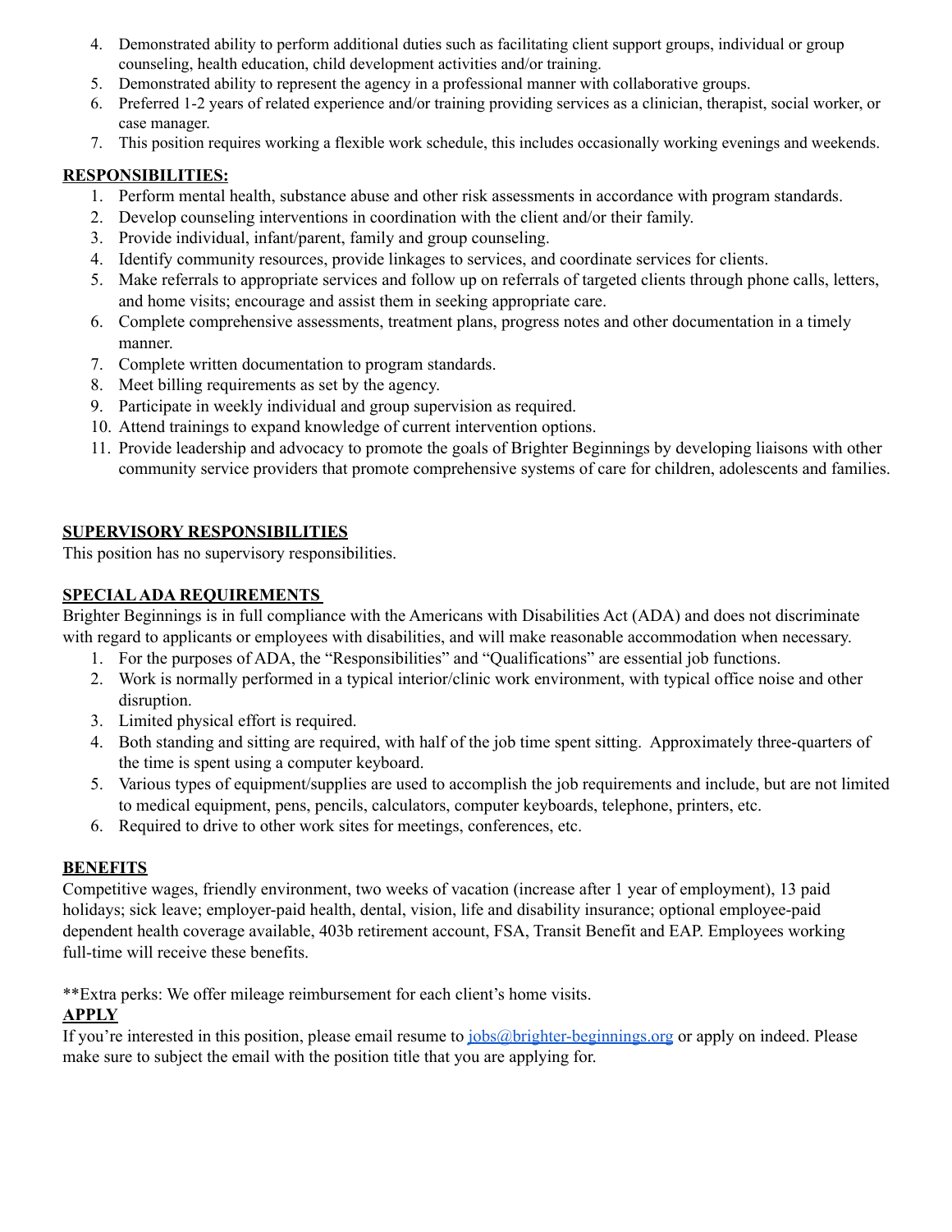4. Demonstrated ability to perform additional duties such as facilitating client support groups, individual or group counseling, health education, child development activities and/or training.
5. Demonstrated ability to represent the agency in a professional manner with collaborative groups.
6. Preferred 1-2 years of related experience and/or training providing services as a clinician, therapist, social worker, or case manager.
7. This position requires working a flexible work schedule, this includes occasionally working evenings and weekends.

**RESPONSIBILITIES:**

1. Perform mental health, substance abuse and other risk assessments in accordance with program standards.
2. Develop counseling interventions in coordination with the client and/or their family.
3. Provide individual, infant/parent, family and group counseling.
4. Identify community resources, provide linkages to services, and coordinate services for clients.
5. Make referrals to appropriate services and follow up on referrals of targeted clients through phone calls, letters, and home visits; encourage and assist them in seeking appropriate care.
6. Complete comprehensive assessments, treatment plans, progress notes and other documentation in a timely manner.
7. Complete written documentation to program standards.
8. Meet billing requirements as set by the agency.
9. Participate in weekly individual and group supervision as required.
10. Attend trainings to expand knowledge of current intervention options.
11. Provide leadership and advocacy to promote the goals of Brighter Beginnings by developing liaisons with other community service providers that promote comprehensive systems of care for children, adolescents and families.

**SUPERVISORY RESPONSIBILITIES**

This position has no supervisory responsibilities.

**SPECIAL ADA REQUIREMENTS**

Brighter Beginnings is in full compliance with the Americans with Disabilities Act (ADA) and does not discriminate with regard to applicants or employees with disabilities, and will make reasonable accommodation when necessary.

1. For the purposes of ADA, the "Responsibilities" and "Qualifications" are essential job functions.
2. Work is normally performed in a typical interior/clinic work environment, with typical office noise and other disruption.
3. Limited physical effort is required.
4. Both standing and sitting are required, with half of the job time spent sitting. Approximately three-quarters of the time is spent using a computer keyboard.
5. Various types of equipment/supplies are used to accomplish the job requirements and include, but are not limited to medical equipment, pens, pencils, calculators, computer keyboards, telephone, printers, etc.
6. Required to drive to other work sites for meetings, conferences, etc.

**BENEFITS**

Competitive wages, friendly environment, two weeks of vacation (increase after 1 year of employment), 13 paid holidays; sick leave; employer-paid health, dental, vision, life and disability insurance; optional employee-paid dependent health coverage available, 403b retirement account, FSA, Transit Benefit and EAP. Employees working full-time will receive these benefits.

**Extra perks: We offer mileage reimbursement for each client's home visits.

**APPLY**

If you're interested in this position, please email resume to jobs@brighter-beginnings.org or apply on indeed. Please make sure to subject the email with the position title that you are applying for.